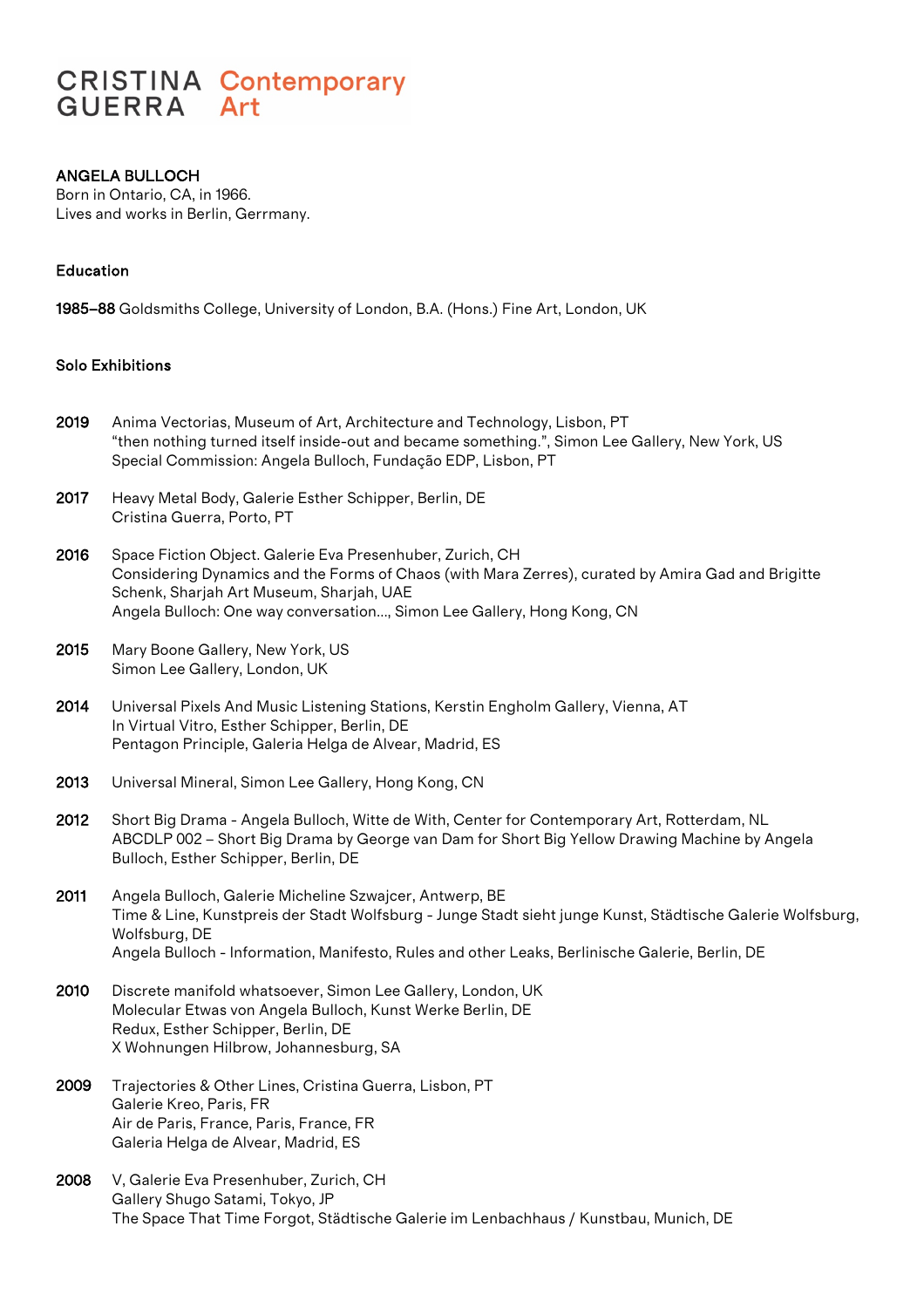CRISTINA GUERRA Contemporary Art

## ANGELA BULLOCH

Born in Ontario, CA, in 1966.
Lives and works in Berlin, Gerrmany.

### Education

**1985–88** Goldsmiths College, University of London, B.A. (Hons.) Fine Art, London, UK

### Solo Exhibitions

**2019**
Anima Vectorias, Museum of Art, Architecture and Technology, Lisbon, PT
"then nothing turned itself inside-out and became something.", Simon Lee Gallery, New York, US
Special Commission: Angela Bulloch, Fundação EDP, Lisbon, PT

**2017**
Heavy Metal Body, Galerie Esther Schipper, Berlin, DE
Cristina Guerra, Porto, PT

**2016**
Space Fiction Object. Galerie Eva Presenhuber, Zurich, CH
Considering Dynamics and the Forms of Chaos (with Mara Zerres), curated by Amira Gad and Brigitte Schenk, Sharjah Art Museum, Sharjah, UAE
Angela Bulloch: One way conversation..., Simon Lee Gallery, Hong Kong, CN

**2015**
Mary Boone Gallery, New York, US
Simon Lee Gallery, London, UK

**2014**
Universal Pixels And Music Listening Stations, Kerstin Engholm Gallery, Vienna, AT
In Virtual Vitro, Esther Schipper, Berlin, DE
Pentagon Principle, Galeria Helga de Alvear, Madrid, ES

**2013**
Universal Mineral, Simon Lee Gallery, Hong Kong, CN

**2012**
Short Big Drama - Angela Bulloch, Witte de With, Center for Contemporary Art, Rotterdam, NL
ABCDLP 002 – Short Big Drama by George van Dam for Short Big Yellow Drawing Machine by Angela Bulloch, Esther Schipper, Berlin, DE

**2011**
Angela Bulloch, Galerie Micheline Szwajcer, Antwerp, BE
Time & Line, Kunstpreis der Stadt Wolfsburg - Junge Stadt sieht junge Kunst, Städtische Galerie Wolfsburg, Wolfsburg, DE
Angela Bulloch - Information, Manifesto, Rules and other Leaks, Berlinische Galerie, Berlin, DE

**2010**
Discrete manifold whatsoever, Simon Lee Gallery, London, UK
Molecular Etwas von Angela Bulloch, Kunst Werke Berlin, DE
Redux, Esther Schipper, Berlin, DE
X Wohnungen Hilbrow, Johannesburg, SA

**2009**
Trajectories & Other Lines, Cristina Guerra, Lisbon, PT
Galerie Kreo, Paris, FR
Air de Paris, France, Paris, France, FR
Galeria Helga de Alvear, Madrid, ES

**2008**
V, Galerie Eva Presenhuber, Zurich, CH
Gallery Shugo Satami, Tokyo, JP
The Space That Time Forgot, Städtische Galerie im Lenbachhaus / Kunstbau, Munich, DE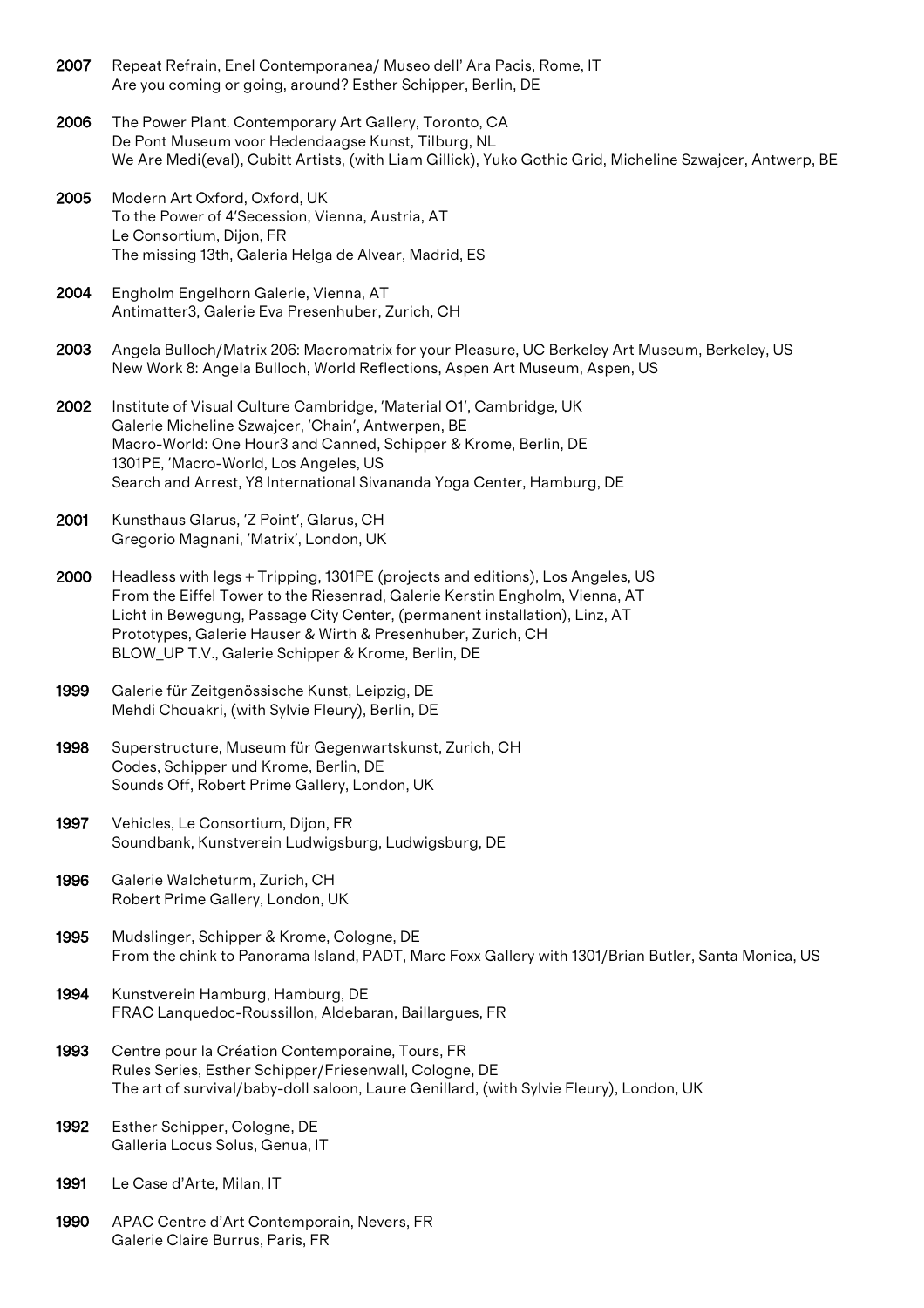**2007** Repeat Refrain, Enel Contemporanea/ Museo dell' Ara Pacis, Rome, IT
Are you coming or going, around? Esther Schipper, Berlin, DE

**2006** The Power Plant. Contemporary Art Gallery, Toronto, CA
De Pont Museum voor Hedendaagse Kunst, Tilburg, NL
We Are Medi(eval), Cubitt Artists, (with Liam Gillick), Yuko Gothic Grid, Micheline Szwajcer, Antwerp, BE

**2005** Modern Art Oxford, Oxford, UK
To the Power of 4'Secession, Vienna, Austria, AT
Le Consortium, Dijon, FR
The missing 13th, Galeria Helga de Alvear, Madrid, ES

**2004** Engholm Engelhorn Galerie, Vienna, AT
Antimatter3, Galerie Eva Presenhuber, Zurich, CH

**2003** Angela Bulloch/Matrix 206: Macromatrix for your Pleasure, UC Berkeley Art Museum, Berkeley, US
New Work 8: Angela Bulloch, World Reflections, Aspen Art Museum, Aspen, US

**2002** Institute of Visual Culture Cambridge, 'Material 01', Cambridge, UK
Galerie Micheline Szwajcer, 'Chain', Antwerpen, BE
Macro-World: One Hour3 and Canned, Schipper & Krome, Berlin, DE
1301PE, 'Macro-World, Los Angeles, US
Search and Arrest, Y8 International Sivananda Yoga Center, Hamburg, DE

**2001** Kunsthaus Glarus, 'Z Point', Glarus, CH
Gregorio Magnani, 'Matrix', London, UK

**2000** Headless with legs + Tripping, 1301PE (projects and editions), Los Angeles, US
From the Eiffel Tower to the Riesenrad, Galerie Kerstin Engholm, Vienna, AT
Licht in Bewegung, Passage City Center, (permanent installation), Linz, AT
Prototypes, Galerie Hauser & Wirth & Presenhuber, Zurich, CH
BLOW_UP T.V., Galerie Schipper & Krome, Berlin, DE

**1999** Galerie für Zeitgenössische Kunst, Leipzig, DE
Mehdi Chouakri, (with Sylvie Fleury), Berlin, DE

**1998** Superstructure, Museum für Gegenwartskunst, Zurich, CH
Codes, Schipper und Krome, Berlin, DE
Sounds Off, Robert Prime Gallery, London, UK

**1997** Vehicles, Le Consortium, Dijon, FR
Soundbank, Kunstverein Ludwigsburg, Ludwigsburg, DE

**1996** Galerie Walcheturm, Zurich, CH
Robert Prime Gallery, London, UK

**1995** Mudslinger, Schipper & Krome, Cologne, DE
From the chink to Panorama Island, PADT, Marc Foxx Gallery with 1301/Brian Butler, Santa Monica, US

**1994** Kunstverein Hamburg, Hamburg, DE
FRAC Lanquedoc-Roussillon, Aldebaran, Baillargues, FR

**1993** Centre pour la Création Contemporaine, Tours, FR
Rules Series, Esther Schipper/Friesenwall, Cologne, DE
The art of survival/baby-doll saloon, Laure Genillard, (with Sylvie Fleury), London, UK

**1992** Esther Schipper, Cologne, DE
Galleria Locus Solus, Genua, IT

**1991** Le Case d'Arte, Milan, IT

**1990** APAC Centre d'Art Contemporain, Nevers, FR
Galerie Claire Burrus, Paris, FR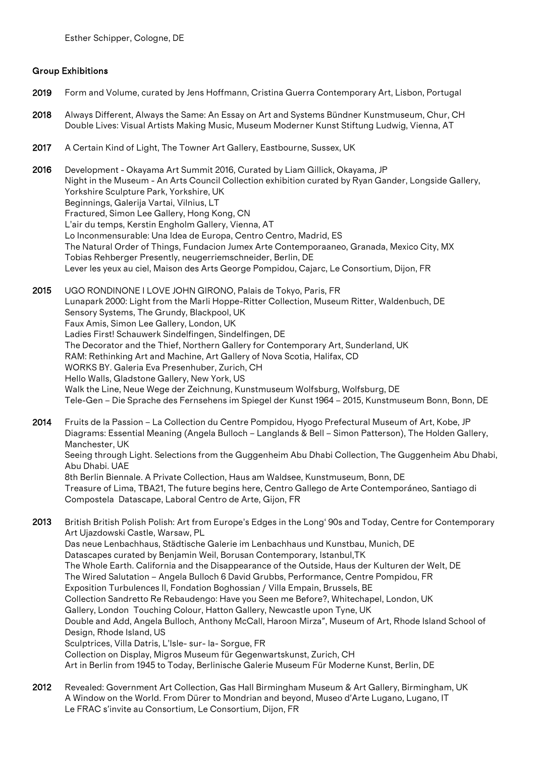Esther Schipper, Cologne, DE

### Group Exhibitions

**2019** Form and Volume, curated by Jens Hoffmann, Cristina Guerra Contemporary Art, Lisbon, Portugal

**2018** Always Different, Always the Same: An Essay on Art and Systems Bündner Kunstmuseum, Chur, CH
Double Lives: Visual Artists Making Music, Museum Moderner Kunst Stiftung Ludwig, Vienna, AT

**2017** A Certain Kind of Light, The Towner Art Gallery, Eastbourne, Sussex, UK

**2016** Development - Okayama Art Summit 2016, Curated by Liam Gillick, Okayama, JP
Night in the Museum - An Arts Council Collection exhibition curated by Ryan Gander, Longside Gallery, Yorkshire Sculpture Park, Yorkshire, UK
Beginnings, Galerija Vartai, Vilnius, LT
Fractured, Simon Lee Gallery, Hong Kong, CN
L'air du temps, Kerstin Engholm Gallery, Vienna, AT
Lo Inconmensurable: Una Idea de Europa, Centro Centro, Madrid, ES
The Natural Order of Things, Fundacion Jumex Arte Contemporaaneo, Granada, Mexico City, MX
Tobias Rehberger Presently, neugerriemschneider, Berlin, DE
Lever les yeux au ciel, Maison des Arts George Pompidou, Cajarc, Le Consortium, Dijon, FR

**2015** UGO RONDINONE I LOVE JOHN GIRONO, Palais de Tokyo, Paris, FR
Lunapark 2000: Light from the Marli Hoppe-Ritter Collection, Museum Ritter, Waldenbuch, DE
Sensory Systems, The Grundy, Blackpool, UK
Faux Amis, Simon Lee Gallery, London, UK
Ladies First! Schauwerk Sindelfingen, Sindelfingen, DE
The Decorator and the Thief, Northern Gallery for Contemporary Art, Sunderland, UK
RAM: Rethinking Art and Machine, Art Gallery of Nova Scotia, Halifax, CD
WORKS BY. Galeria Eva Presenhuber, Zurich, CH
Hello Walls, Gladstone Gallery, New York, US
Walk the Line, Neue Wege der Zeichnung, Kunstmuseum Wolfsburg, Wolfsburg, DE
Tele-Gen – Die Sprache des Fernsehens im Spiegel der Kunst 1964 – 2015, Kunstmuseum Bonn, Bonn, DE

**2014** Fruits de la Passion – La Collection du Centre Pompidou, Hyogo Prefectural Museum of Art, Kobe, JP
Diagrams: Essential Meaning (Angela Bulloch – Langlands & Bell – Simon Patterson), The Holden Gallery, Manchester, UK
Seeing through Light. Selections from the Guggenheim Abu Dhabi Collection, The Guggenheim Abu Dhabi, Abu Dhabi. UAE
8th Berlin Biennale. A Private Collection, Haus am Waldsee, Kunstmuseum, Bonn, DE
Treasure of Lima, TBA21, The future begins here, Centro Gallego de Arte Contemporáneo, Santiago di Compostela Datascape, Laboral Centro de Arte, Gijon, FR

**2013** British British Polish Polish: Art from Europe's Edges in the Long' 90s and Today, Centre for Contemporary Art Ujazdowski Castle, Warsaw, PL
Das neue Lenbachhaus, Städtische Galerie im Lenbachhaus und Kunstbau, Munich, DE
Datascapes curated by Benjamin Weil, Borusan Contemporary, Istanbul,TK
The Whole Earth. California and the Disappearance of the Outside, Haus der Kulturen der Welt, DE
The Wired Salutation – Angela Bulloch 6 David Grubbs, Performance, Centre Pompidou, FR
Exposition Turbulences II, Fondation Boghossian / Villa Empain, Brussels, BE
Collection Sandretto Re Rebaudengo: Have you Seen me Before?, Whitechapel, London, UK
Gallery, London Touching Colour, Hatton Gallery, Newcastle upon Tyne, UK
Double and Add, Angela Bulloch, Anthony McCall, Haroon Mirza", Museum of Art, Rhode Island School of Design, Rhode Island, US
Sculptrices, Villa Datris, L'Isle- sur- la- Sorgue, FR
Collection on Display, Migros Museum für Gegenwartskunst, Zurich, CH
Art in Berlin from 1945 to Today, Berlinische Galerie Museum Für Moderne Kunst, Berlin, DE

**2012** Revealed: Government Art Collection, Gas Hall Birmingham Museum & Art Gallery, Birmingham, UK
A Window on the World. From Dürer to Mondrian and beyond, Museo d'Arte Lugano, Lugano, IT
Le FRAC s'invite au Consortium, Le Consortium, Dijon, FR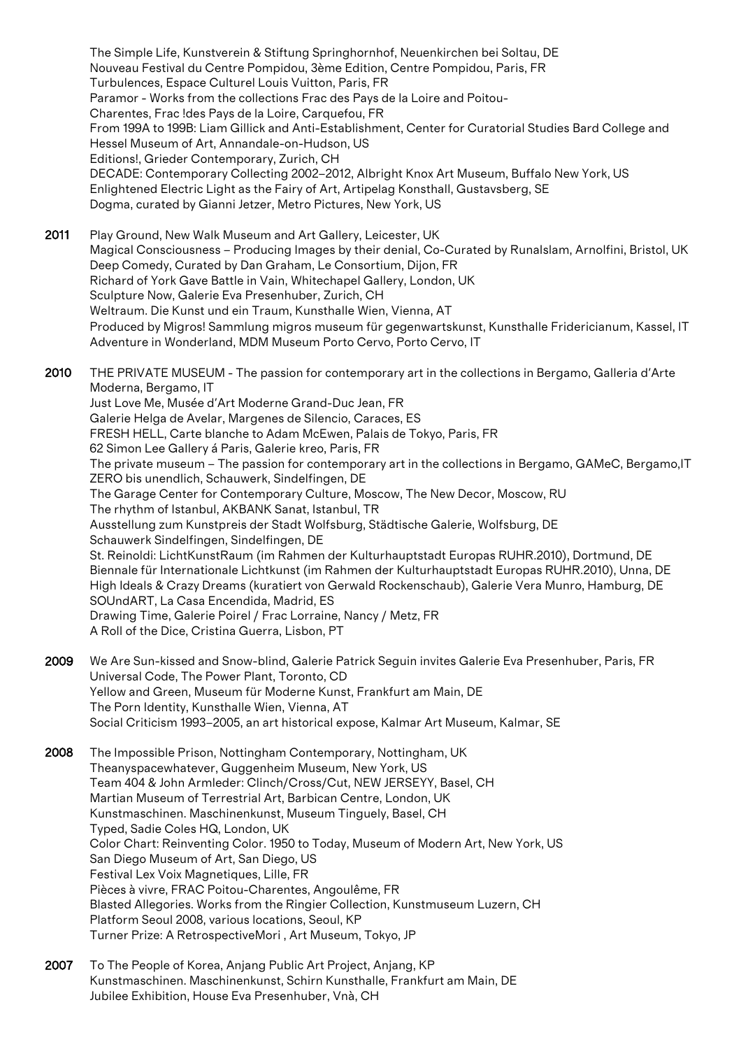The Simple Life, Kunstverein & Stiftung Springhornhof, Neuenkirchen bei Soltau, DE
Nouveau Festival du Centre Pompidou, 3ème Edition, Centre Pompidou, Paris, FR
Turbulences, Espace Culturel Louis Vuitton, Paris, FR
Paramor - Works from the collections Frac des Pays de la Loire and Poitou-Charentes, Frac !des Pays de la Loire, Carquefou, FR
From 199A to 199B: Liam Gillick and Anti-Establishment, Center for Curatorial Studies Bard College and Hessel Museum of Art, Annandale-on-Hudson, US
Editions!, Grieder Contemporary, Zurich, CH
DECADE: Contemporary Collecting 2002–2012, Albright Knox Art Museum, Buffalo New York, US
Enlightened Electric Light as the Fairy of Art, Artipelag Konsthall, Gustavsberg, SE
Dogma, curated by Gianni Jetzer, Metro Pictures, New York, US

**2011** Play Ground, New Walk Museum and Art Gallery, Leicester, UK
Magical Consciousness – Producing Images by their denial, Co-Curated by RunaIslam, Arnolfini, Bristol, UK
Deep Comedy, Curated by Dan Graham, Le Consortium, Dijon, FR
Richard of York Gave Battle in Vain, Whitechapel Gallery, London, UK
Sculpture Now, Galerie Eva Presenhuber, Zurich, CH
Weltraum. Die Kunst und ein Traum, Kunsthalle Wien, Vienna, AT
Produced by Migros! Sammlung migros museum für gegenwartskunst, Kunsthalle Fridericianum, Kassel, IT
Adventure in Wonderland, MDM Museum Porto Cervo, Porto Cervo, IT

**2010** THE PRIVATE MUSEUM - The passion for contemporary art in the collections in Bergamo, Galleria d'Arte Moderna, Bergamo, IT
Just Love Me, Musée d'Art Moderne Grand-Duc Jean, FR
Galerie Helga de Avelar, Margenes de Silencio, Caraces, ES
FRESH HELL, Carte blanche to Adam McEwen, Palais de Tokyo, Paris, FR
62 Simon Lee Gallery á Paris, Galerie kreo, Paris, FR
The private museum – The passion for contemporary art in the collections in Bergamo, GAMeC, Bergamo,IT
ZERO bis unendlich, Schauwerk, Sindelfingen, DE
The Garage Center for Contemporary Culture, Moscow, The New Decor, Moscow, RU
The rhythm of Istanbul, AKBANK Sanat, Istanbul, TR
Ausstellung zum Kunstpreis der Stadt Wolfsburg, Städtische Galerie, Wolfsburg, DE
Schauwerk Sindelfingen, Sindelfingen, DE
St. Reinoldi: LichtKunstRaum (im Rahmen der Kulturhauptstadt Europas RUHR.2010), Dortmund, DE
Biennale für Internationale Lichtkunst (im Rahmen der Kulturhauptstadt Europas RUHR.2010), Unna, DE
High Ideals & Crazy Dreams (kuratiert von Gerwald Rockenschaub), Galerie Vera Munro, Hamburg, DE
SOUndART, La Casa Encendida, Madrid, ES
Drawing Time, Galerie Poirel / Frac Lorraine, Nancy / Metz, FR
A Roll of the Dice, Cristina Guerra, Lisbon, PT

**2009** We Are Sun-kissed and Snow-blind, Galerie Patrick Seguin invites Galerie Eva Presenhuber, Paris, FR
Universal Code, The Power Plant, Toronto, CD
Yellow and Green, Museum für Moderne Kunst, Frankfurt am Main, DE
The Porn Identity, Kunsthalle Wien, Vienna, AT
Social Criticism 1993–2005, an art historical expose, Kalmar Art Museum, Kalmar, SE

**2008** The Impossible Prison, Nottingham Contemporary, Nottingham, UK
Theanyspacewhatever, Guggenheim Museum, New York, US
Team 404 & John Armleder: Clinch/Cross/Cut, NEW JERSEYY, Basel, CH
Martian Museum of Terrestrial Art, Barbican Centre, London, UK
Kunstmaschinen. Maschinenkunst, Museum Tinguely, Basel, CH
Typed, Sadie Coles HQ, London, UK
Color Chart: Reinventing Color. 1950 to Today, Museum of Modern Art, New York, US
San Diego Museum of Art, San Diego, US
Festival Lex Voix Magnetiques, Lille, FR
Pièces à vivre, FRAC Poitou-Charentes, Angoulême, FR
Blasted Allegories. Works from the Ringier Collection, Kunstmuseum Luzern, CH
Platform Seoul 2008, various locations, Seoul, KP
Turner Prize: A RetrospectiveMori , Art Museum, Tokyo, JP

**2007** To The People of Korea, Anjang Public Art Project, Anjang, KP
Kunstmaschinen. Maschinenkunst, Schirn Kunsthalle, Frankfurt am Main, DE
Jubilee Exhibition, House Eva Presenhuber, Vnà, CH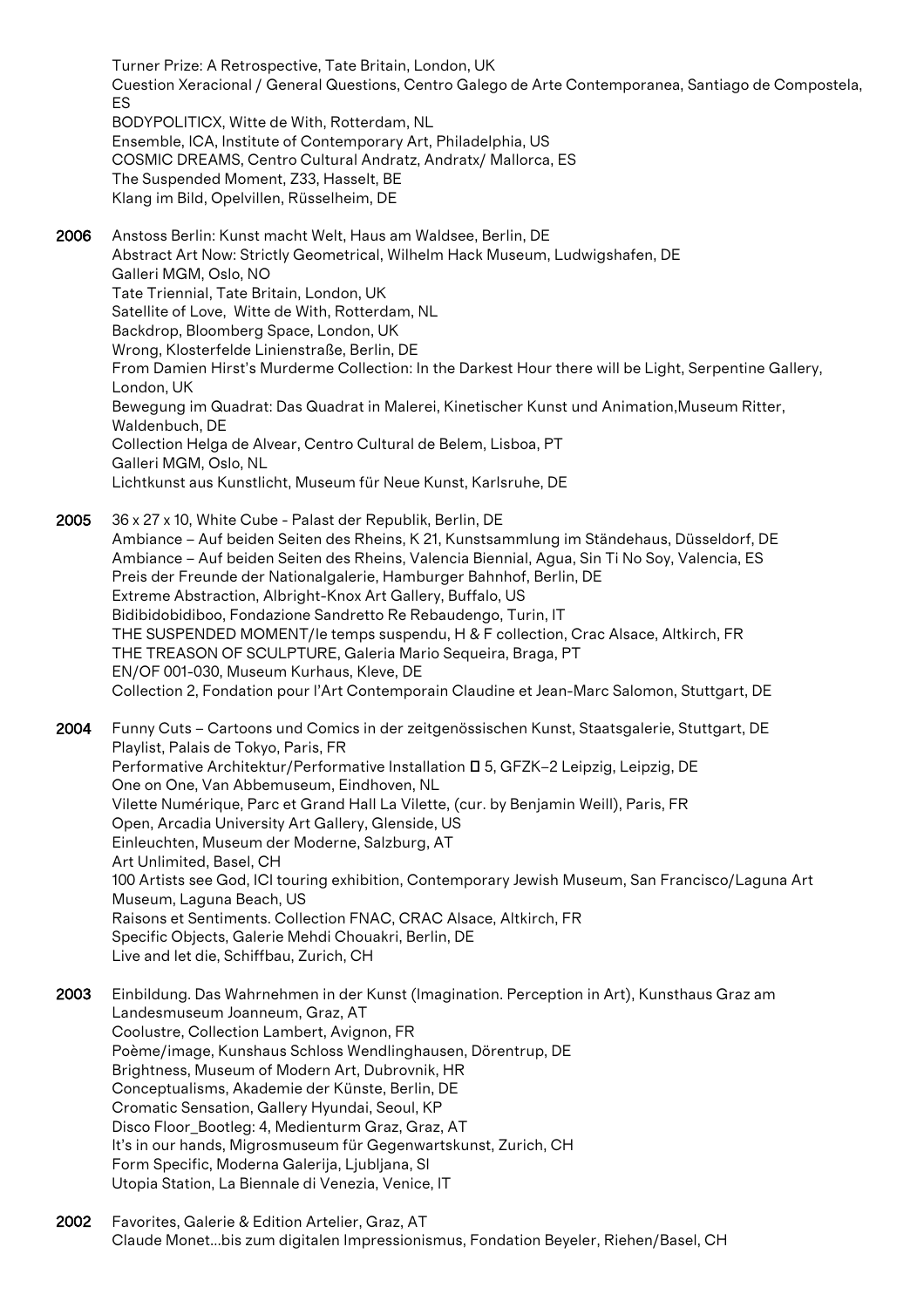Turner Prize: A Retrospective, Tate Britain, London, UK
Cuestion Xeracional / General Questions, Centro Galego de Arte Contemporanea, Santiago de Compostela, ES
BODYPOLITICX, Witte de With, Rotterdam, NL
Ensemble, ICA, Institute of Contemporary Art, Philadelphia, US
COSMIC DREAMS, Centro Cultural Andratz, Andratx/ Mallorca, ES
The Suspended Moment, Z33, Hasselt, BE
Klang im Bild, Opelvillen, Rüsselheim, DE

**2006** Anstoss Berlin: Kunst macht Welt, Haus am Waldsee, Berlin, DE
Abstract Art Now: Strictly Geometrical, Wilhelm Hack Museum, Ludwigshafen, DE
Galleri MGM, Oslo, NO
Tate Triennial, Tate Britain, London, UK
Satellite of Love, Witte de With, Rotterdam, NL
Backdrop, Bloomberg Space, London, UK
Wrong, Klosterfelde Linienstraße, Berlin, DE
From Damien Hirst's Murderme Collection: In the Darkest Hour there will be Light, Serpentine Gallery, London, UK
Bewegung im Quadrat: Das Quadrat in Malerei, Kinetischer Kunst und Animation,Museum Ritter, Waldenbuch, DE
Collection Helga de Alvear, Centro Cultural de Belem, Lisboa, PT
Galleri MGM, Oslo, NL
Lichtkunst aus Kunstlicht, Museum für Neue Kunst, Karlsruhe, DE

**2005** 36 x 27 x 10, White Cube - Palast der Republik, Berlin, DE
Ambiance – Auf beiden Seiten des Rheins, K 21, Kunstsammlung im Ständehaus, Düsseldorf, DE
Ambiance – Auf beiden Seiten des Rheins, Valencia Biennial, Agua, Sin Ti No Soy, Valencia, ES
Preis der Freunde der Nationalgalerie, Hamburger Bahnhof, Berlin, DE
Extreme Abstraction, Albright-Knox Art Gallery, Buffalo, US
Bidibidobidiboo, Fondazione Sandretto Re Rebaudengo, Turin, IT
THE SUSPENDED MOMENT/le temps suspendu, H & F collection, Crac Alsace, Altkirch, FR
THE TREASON OF SCULPTURE, Galeria Mario Sequeira, Braga, PT
EN/OF 001-030, Museum Kurhaus, Kleve, DE
Collection 2, Fondation pour l'Art Contemporain Claudine et Jean-Marc Salomon, Stuttgart, DE

**2004** Funny Cuts – Cartoons und Comics in der zeitgenössischen Kunst, Staatsgalerie, Stuttgart, DE
Playlist, Palais de Tokyo, Paris, FR
Performative Architektur/Performative Installation □ 5, GFZK–2 Leipzig, Leipzig, DE
One on One, Van Abbemuseum, Eindhoven, NL
Vilette Numérique, Parc et Grand Hall La Vilette, (cur. by Benjamin Weill), Paris, FR
Open, Arcadia University Art Gallery, Glenside, US
Einleuchten, Museum der Moderne, Salzburg, AT
Art Unlimited, Basel, CH
100 Artists see God, ICI touring exhibition, Contemporary Jewish Museum, San Francisco/Laguna Art Museum, Laguna Beach, US
Raisons et Sentiments. Collection FNAC, CRAC Alsace, Altkirch, FR
Specific Objects, Galerie Mehdi Chouakri, Berlin, DE
Live and let die, Schiffbau, Zurich, CH

**2003** Einbildung. Das Wahrnehmen in der Kunst (Imagination. Perception in Art), Kunsthaus Graz am Landesmuseum Joanneum, Graz, AT
Coolustre, Collection Lambert, Avignon, FR
Poème/image, Kunshaus Schloss Wendlinghausen, Dörentrup, DE
Brightness, Museum of Modern Art, Dubrovnik, HR
Conceptualisms, Akademie der Künste, Berlin, DE
Cromatic Sensation, Gallery Hyundai, Seoul, KP
Disco Floor_Bootleg: 4, Medienturm Graz, Graz, AT
It's in our hands, Migrosmuseum für Gegenwartskunst, Zurich, CH
Form Specific, Moderna Galerija, Ljubljana, SI
Utopia Station, La Biennale di Venezia, Venice, IT

**2002** Favorites, Galerie & Edition Artelier, Graz, AT
Claude Monet...bis zum digitalen Impressionismus, Fondation Beyeler, Riehen/Basel, CH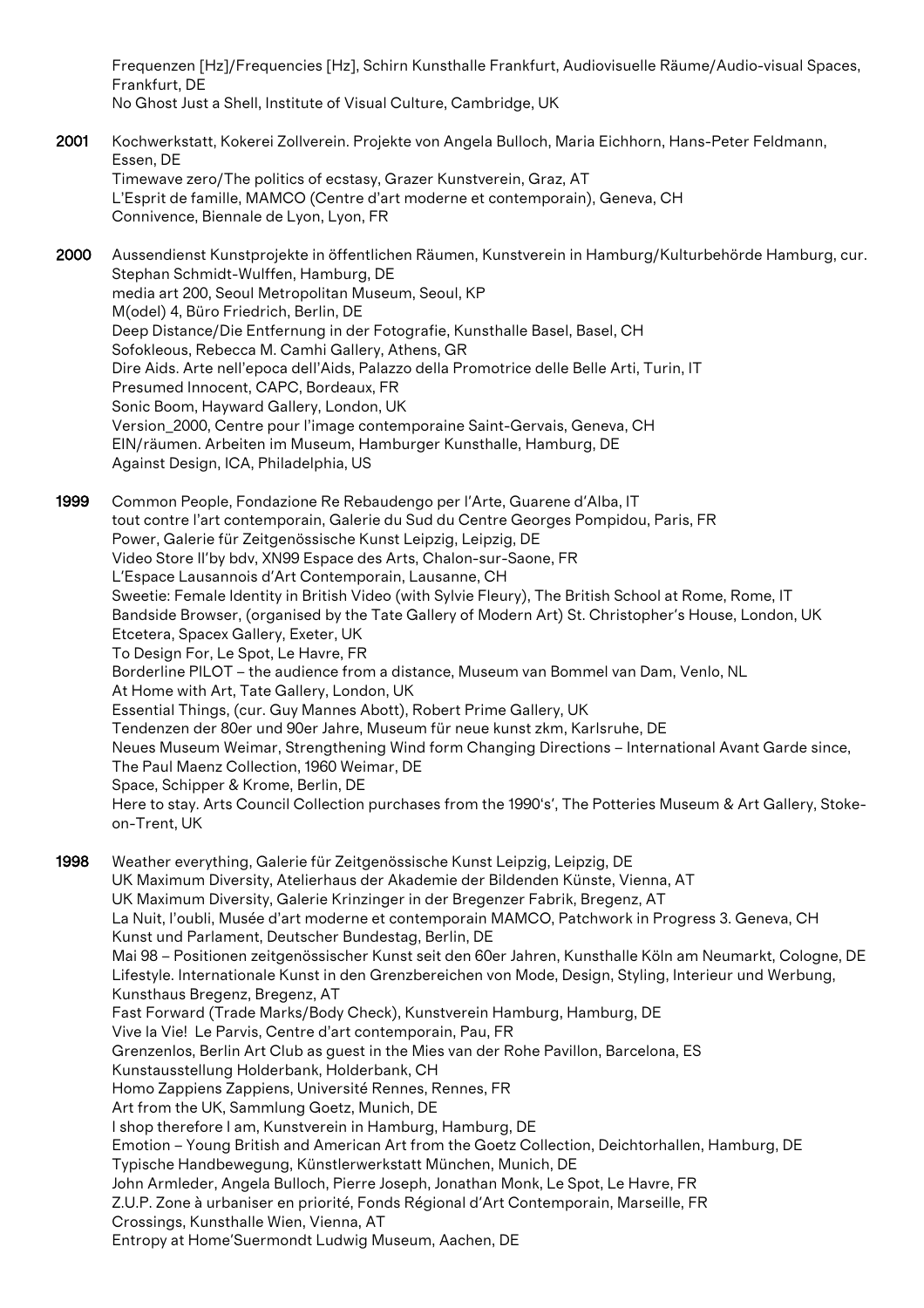Frequenzen [Hz]/Frequencies [Hz], Schirn Kunsthalle Frankfurt, Audiovisuelle Räume/Audio-visual Spaces, Frankfurt, DE
No Ghost Just a Shell, Institute of Visual Culture, Cambridge, UK

**2001** Kochwerkstatt, Kokerei Zollverein. Projekte von Angela Bulloch, Maria Eichhorn, Hans-Peter Feldmann, Essen, DE
Timewave zero/The politics of ecstasy, Grazer Kunstverein, Graz, AT
L'Esprit de famille, MAMCO (Centre d'art moderne et contemporain), Geneva, CH
Connivence, Biennale de Lyon, Lyon, FR

**2000** Aussendienst Kunstprojekte in öffentlichen Räumen, Kunstverein in Hamburg/Kulturbehörde Hamburg, cur. Stephan Schmidt-Wulffen, Hamburg, DE
media art 200, Seoul Metropolitan Museum, Seoul, KP
M(odel) 4, Büro Friedrich, Berlin, DE
Deep Distance/Die Entfernung in der Fotografie, Kunsthalle Basel, Basel, CH
Sofokleous, Rebecca M. Camhi Gallery, Athens, GR
Dire Aids. Arte nell'epoca dell'Aids, Palazzo della Promotrice delle Belle Arti, Turin, IT
Presumed Innocent, CAPC, Bordeaux, FR
Sonic Boom, Hayward Gallery, London, UK
Version_2000, Centre pour l'image contemporaine Saint-Gervais, Geneva, CH
EIN/räumen. Arbeiten im Museum, Hamburger Kunsthalle, Hamburg, DE
Against Design, ICA, Philadelphia, US

**1999** Common People, Fondazione Re Rebaudengo per l'Arte, Guarene d'Alba, IT
tout contre l'art contemporain, Galerie du Sud du Centre Georges Pompidou, Paris, FR
Power, Galerie für Zeitgenössische Kunst Leipzig, Leipzig, DE
Video Store II'by bdv, XN99 Espace des Arts, Chalon-sur-Saone, FR
L'Espace Lausannois d'Art Contemporain, Lausanne, CH
Sweetie: Female Identity in British Video (with Sylvie Fleury), The British School at Rome, Rome, IT
Bandside Browser, (organised by the Tate Gallery of Modern Art) St. Christopher's House, London, UK
Etcetera, Spacex Gallery, Exeter, UK
To Design For, Le Spot, Le Havre, FR
Borderline PILOT – the audience from a distance, Museum van Bommel van Dam, Venlo, NL
At Home with Art, Tate Gallery, London, UK
Essential Things, (cur. Guy Mannes Abott), Robert Prime Gallery, UK
Tendenzen der 80er und 90er Jahre, Museum für neue kunst zkm, Karlsruhe, DE
Neues Museum Weimar, Strengthening Wind form Changing Directions – International Avant Garde since, The Paul Maenz Collection, 1960 Weimar, DE
Space, Schipper & Krome, Berlin, DE
Here to stay. Arts Council Collection purchases from the 1990's', The Potteries Museum & Art Gallery, Stoke-on-Trent, UK

**1998** Weather everything, Galerie für Zeitgenössische Kunst Leipzig, Leipzig, DE
UK Maximum Diversity, Atelierhaus der Akademie der Bildenden Künste, Vienna, AT
UK Maximum Diversity, Galerie Krinzinger in der Bregenzer Fabrik, Bregenz, AT
La Nuit, l'oubli, Musée d'art moderne et contemporain MAMCO, Patchwork in Progress 3. Geneva, CH
Kunst und Parlament, Deutscher Bundestag, Berlin, DE
Mai 98 – Positionen zeitgenössischer Kunst seit den 60er Jahren, Kunsthalle Köln am Neumarkt, Cologne, DE
Lifestyle. Internationale Kunst in den Grenzbereichen von Mode, Design, Styling, Interieur und Werbung, Kunsthaus Bregenz, Bregenz, AT
Fast Forward (Trade Marks/Body Check), Kunstverein Hamburg, Hamburg, DE
Vive la Vie! Le Parvis, Centre d'art contemporain, Pau, FR
Grenzenlos, Berlin Art Club as guest in the Mies van der Rohe Pavillon, Barcelona, ES
Kunstausstellung Holderbank, Holderbank, CH
Homo Zappiens Zappiens, Université Rennes, Rennes, FR
Art from the UK, Sammlung Goetz, Munich, DE
I shop therefore I am, Kunstverein in Hamburg, Hamburg, DE
Emotion – Young British and American Art from the Goetz Collection, Deichtorhallen, Hamburg, DE
Typische Handbewegung, Künstlerwerkstatt München, Munich, DE
John Armleder, Angela Bulloch, Pierre Joseph, Jonathan Monk, Le Spot, Le Havre, FR
Z.U.P. Zone à urbaniser en priorité, Fonds Régional d'Art Contemporain, Marseille, FR
Crossings, Kunsthalle Wien, Vienna, AT
Entropy at Home'Suermondt Ludwig Museum, Aachen, DE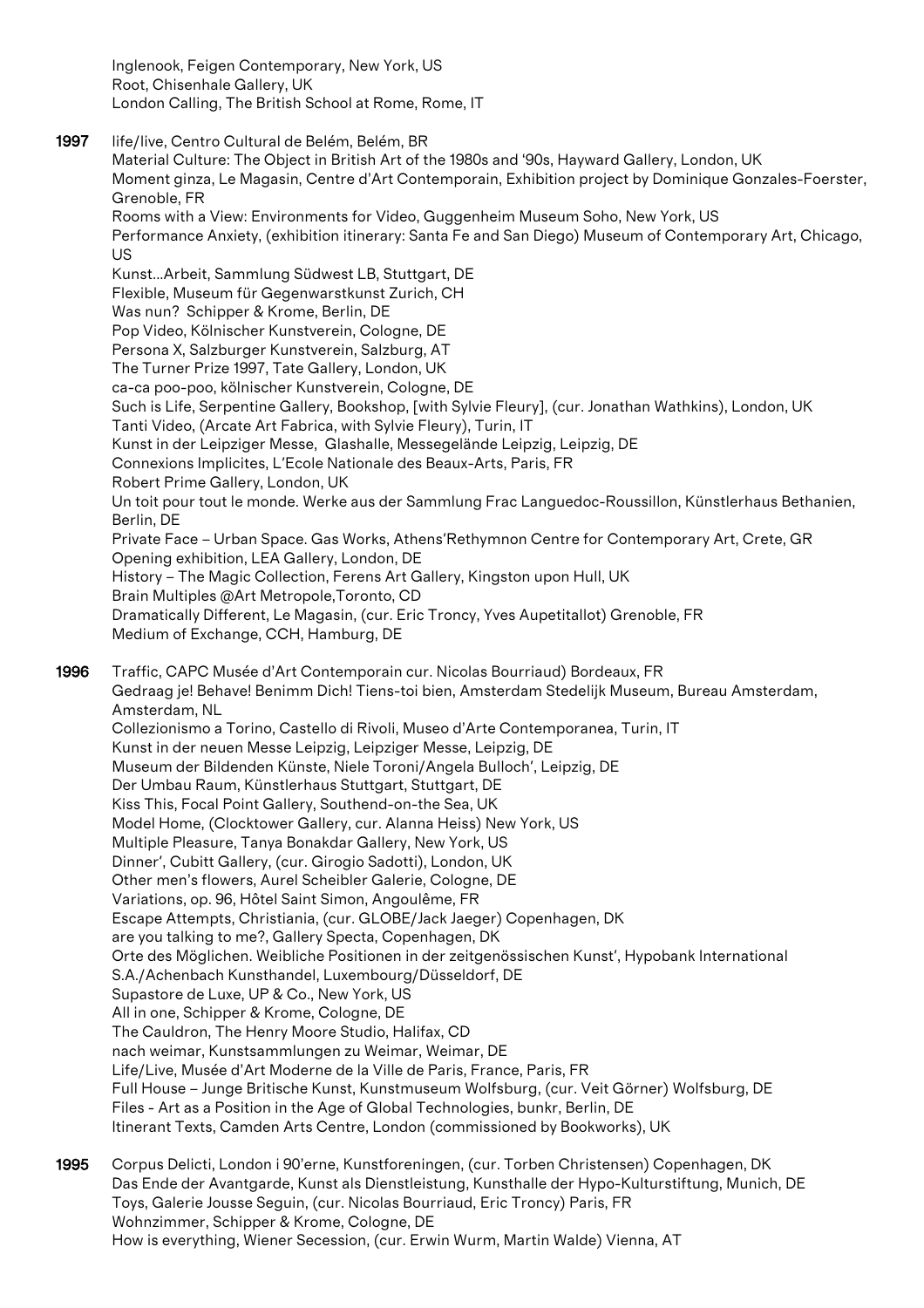Inglenook, Feigen Contemporary, New York, US
Root, Chisenhale Gallery, UK
London Calling, The British School at Rome, Rome, IT

**1997** life/live, Centro Cultural de Belém, Belém, BR
Material Culture: The Object in British Art of the 1980s and '90s, Hayward Gallery, London, UK
Moment ginza, Le Magasin, Centre d'Art Contemporain, Exhibition project by Dominique Gonzales-Foerster, Grenoble, FR
Rooms with a View: Environments for Video, Guggenheim Museum Soho, New York, US
Performance Anxiety, (exhibition itinerary: Santa Fe and San Diego) Museum of Contemporary Art, Chicago, US
Kunst...Arbeit, Sammlung Südwest LB, Stuttgart, DE
Flexible, Museum für Gegenwarstkunst Zurich, CH
Was nun? Schipper & Krome, Berlin, DE
Pop Video, Kölnischer Kunstverein, Cologne, DE
Persona X, Salzburger Kunstverein, Salzburg, AT
The Turner Prize 1997, Tate Gallery, London, UK
ca-ca poo-poo, kölnischer Kunstverein, Cologne, DE
Such is Life, Serpentine Gallery, Bookshop, [with Sylvie Fleury], (cur. Jonathan Wathkins), London, UK
Tanti Video, (Arcate Art Fabrica, with Sylvie Fleury), Turin, IT
Kunst in der Leipziger Messe, Glashalle, Messegelände Leipzig, Leipzig, DE
Connexions Implicites, L'Ecole Nationale des Beaux-Arts, Paris, FR
Robert Prime Gallery, London, UK
Un toit pour tout le monde. Werke aus der Sammlung Frac Languedoc-Roussillon, Künstlerhaus Bethanien, Berlin, DE
Private Face – Urban Space. Gas Works, Athens'Rethymnon Centre for Contemporary Art, Crete, GR
Opening exhibition, LEA Gallery, London, DE
History – The Magic Collection, Ferens Art Gallery, Kingston upon Hull, UK
Brain Multiples @Art Metropole,Toronto, CD
Dramatically Different, Le Magasin, (cur. Eric Troncy, Yves Aupetitallot) Grenoble, FR
Medium of Exchange, CCH, Hamburg, DE

**1996** Traffic, CAPC Musée d'Art Contemporain cur. Nicolas Bourriaud) Bordeaux, FR
Gedraag je! Behave! Benimm Dich! Tiens-toi bien, Amsterdam Stedelijk Museum, Bureau Amsterdam, Amsterdam, NL
Collezionismo a Torino, Castello di Rivoli, Museo d'Arte Contemporanea, Turin, IT
Kunst in der neuen Messe Leipzig, Leipziger Messe, Leipzig, DE
Museum der Bildenden Künste, Niele Toroni/Angela Bulloch', Leipzig, DE
Der Umbau Raum, Künstlerhaus Stuttgart, Stuttgart, DE
Kiss This, Focal Point Gallery, Southend-on-the Sea, UK
Model Home, (Clocktower Gallery, cur. Alanna Heiss) New York, US
Multiple Pleasure, Tanya Bonakdar Gallery, New York, US
Dinner', Cubitt Gallery, (cur. Girogio Sadotti), London, UK
Other men's flowers, Aurel Scheibler Galerie, Cologne, DE
Variations, op. 96, Hôtel Saint Simon, Angoulême, FR
Escape Attempts, Christiania, (cur. GLOBE/Jack Jaeger) Copenhagen, DK
are you talking to me?, Gallery Specta, Copenhagen, DK
Orte des Möglichen. Weibliche Positionen in der zeitgenössischen Kunst', Hypobank International S.A./Achenbach Kunsthandel, Luxembourg/Düsseldorf, DE
Supastore de Luxe, UP & Co., New York, US
All in one, Schipper & Krome, Cologne, DE
The Cauldron, The Henry Moore Studio, Halifax, CD
nach weimar, Kunstsammlungen zu Weimar, Weimar, DE
Life/Live, Musée d'Art Moderne de la Ville de Paris, France, Paris, FR
Full House – Junge Britische Kunst, Kunstmuseum Wolfsburg, (cur. Veit Görner) Wolfsburg, DE
Files - Art as a Position in the Age of Global Technologies, bunkr, Berlin, DE
Itinerant Texts, Camden Arts Centre, London (commissioned by Bookworks), UK

**1995** Corpus Delicti, London i 90'erne, Kunstforeningen, (cur. Torben Christensen) Copenhagen, DK
Das Ende der Avantgarde, Kunst als Dienstleistung, Kunsthalle der Hypo-Kulturstiftung, Munich, DE
Toys, Galerie Jousse Seguin, (cur. Nicolas Bourriaud, Eric Troncy) Paris, FR
Wohnzimmer, Schipper & Krome, Cologne, DE
How is everything, Wiener Secession, (cur. Erwin Wurm, Martin Walde) Vienna, AT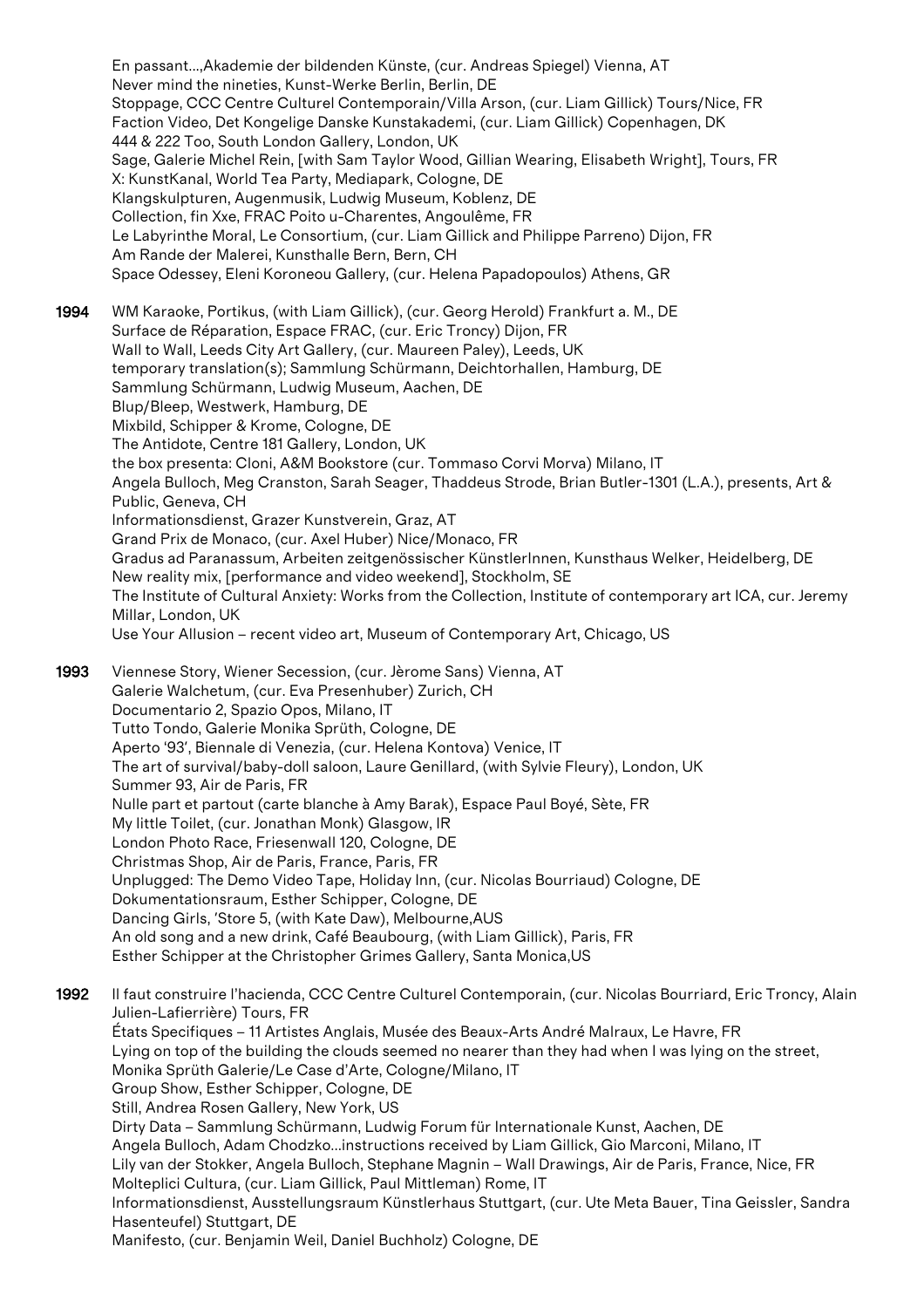En passant...,Akademie der bildenden Künste, (cur. Andreas Spiegel) Vienna, AT
Never mind the nineties, Kunst-Werke Berlin, Berlin, DE
Stoppage, CCC Centre Culturel Contemporain/Villa Arson, (cur. Liam Gillick) Tours/Nice, FR
Faction Video, Det Kongelige Danske Kunstakademi, (cur. Liam Gillick) Copenhagen, DK
444 & 222 Too, South London Gallery, London, UK
Sage, Galerie Michel Rein, [with Sam Taylor Wood, Gillian Wearing, Elisabeth Wright], Tours, FR
X: KunstKanal, World Tea Party, Mediapark, Cologne, DE
Klangskulpturen, Augenmusik, Ludwig Museum, Koblenz, DE
Collection, fin Xxe, FRAC Poito u-Charentes, Angoulême, FR
Le Labyrinthe Moral, Le Consortium, (cur. Liam Gillick and Philippe Parreno) Dijon, FR
Am Rande der Malerei, Kunsthalle Bern, Bern, CH
Space Odessey, Eleni Koroneou Gallery, (cur. Helena Papadopoulos) Athens, GR

**1994** WM Karaoke, Portikus, (with Liam Gillick), (cur. Georg Herold) Frankfurt a. M., DE
Surface de Réparation, Espace FRAC, (cur. Eric Troncy) Dijon, FR
Wall to Wall, Leeds City Art Gallery, (cur. Maureen Paley), Leeds, UK
temporary translation(s); Sammlung Schürmann, Deichtorhallen, Hamburg, DE
Sammlung Schürmann, Ludwig Museum, Aachen, DE
Blup/Bleep, Westwerk, Hamburg, DE
Mixbild, Schipper & Krome, Cologne, DE
The Antidote, Centre 181 Gallery, London, UK
the box presenta: Cloni, A&M Bookstore (cur. Tommaso Corvi Morva) Milano, IT
Angela Bulloch, Meg Cranston, Sarah Seager, Thaddeus Strode, Brian Butler-1301 (L.A.), presents, Art & Public, Geneva, CH
Informationsdienst, Grazer Kunstverein, Graz, AT
Grand Prix de Monaco, (cur. Axel Huber) Nice/Monaco, FR
Gradus ad Paranassum, Arbeiten zeitgenössischer KünstlerInnen, Kunsthaus Welker, Heidelberg, DE
New reality mix, [performance and video weekend], Stockholm, SE
The Institute of Cultural Anxiety: Works from the Collection, Institute of contemporary art ICA, cur. Jeremy Millar, London, UK
Use Your Allusion – recent video art, Museum of Contemporary Art, Chicago, US

**1993** Viennese Story, Wiener Secession, (cur. Jèrome Sans) Vienna, AT
Galerie Walchetum, (cur. Eva Presenhuber) Zurich, CH
Documentario 2, Spazio Opos, Milano, IT
Tutto Tondo, Galerie Monika Sprüth, Cologne, DE
Aperto '93', Biennale di Venezia, (cur. Helena Kontova) Venice, IT
The art of survival/baby-doll saloon, Laure Genillard, (with Sylvie Fleury), London, UK
Summer 93, Air de Paris, FR
Nulle part et partout (carte blanche à Amy Barak), Espace Paul Boyé, Sète, FR
My little Toilet, (cur. Jonathan Monk) Glasgow, IR
London Photo Race, Friesenwall 120, Cologne, DE
Christmas Shop, Air de Paris, France, Paris, FR
Unplugged: The Demo Video Tape, Holiday Inn, (cur. Nicolas Bourriaud) Cologne, DE
Dokumentationsraum, Esther Schipper, Cologne, DE
Dancing Girls, 'Store 5, (with Kate Daw), Melbourne,AUS
An old song and a new drink, Café Beaubourg, (with Liam Gillick), Paris, FR
Esther Schipper at the Christopher Grimes Gallery, Santa Monica,US

**1992** Il faut construire l'hacienda, CCC Centre Culturel Contemporain, (cur. Nicolas Bourriard, Eric Troncy, Alain Julien-Lafierrière) Tours, FR
États Specifiques – 11 Artistes Anglais, Musée des Beaux-Arts André Malraux, Le Havre, FR
Lying on top of the building the clouds seemed no nearer than they had when I was lying on the street, Monika Sprüth Galerie/Le Case d'Arte, Cologne/Milano, IT
Group Show, Esther Schipper, Cologne, DE
Still, Andrea Rosen Gallery, New York, US
Dirty Data – Sammlung Schürmann, Ludwig Forum für Internationale Kunst, Aachen, DE
Angela Bulloch, Adam Chodzko...instructions received by Liam Gillick, Gio Marconi, Milano, IT
Lily van der Stokker, Angela Bulloch, Stephane Magnin – Wall Drawings, Air de Paris, France, Nice, FR
Molteplici Cultura, (cur. Liam Gillick, Paul Mittleman) Rome, IT
Informationsdienst, Ausstellungsraum Künstlerhaus Stuttgart, (cur. Ute Meta Bauer, Tina Geissler, Sandra Hasenteufel) Stuttgart, DE
Manifesto, (cur. Benjamin Weil, Daniel Buchholz) Cologne, DE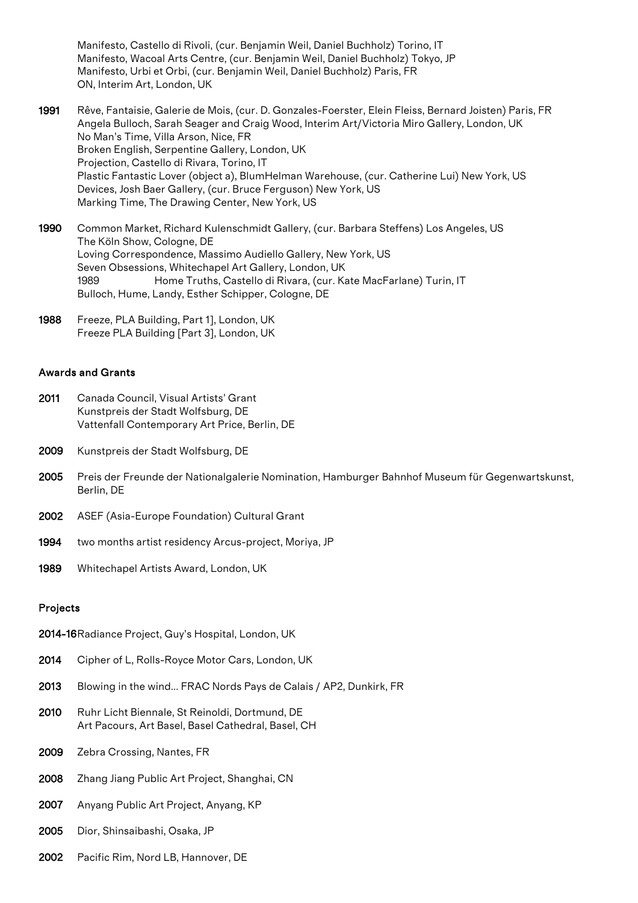Manifesto, Castello di Rivoli, (cur. Benjamin Weil, Daniel Buchholz) Torino, IT
Manifesto, Wacoal Arts Centre, (cur. Benjamin Weil, Daniel Buchholz) Tokyo, JP
Manifesto, Urbi et Orbi, (cur. Benjamin Weil, Daniel Buchholz) Paris, FR
ON, Interim Art, London, UK

**1991** Rêve, Fantaisie, Galerie de Mois, (cur. D. Gonzales-Foerster, Elein Fleiss, Bernard Joisten) Paris, FR
Angela Bulloch, Sarah Seager and Craig Wood, Interim Art/Victoria Miro Gallery, London, UK
No Man's Time, Villa Arson, Nice, FR
Broken English, Serpentine Gallery, London, UK
Projection, Castello di Rivara, Torino, IT
Plastic Fantastic Lover (object a), BlumHelman Warehouse, (cur. Catherine Lui) New York, US
Devices, Josh Baer Gallery, (cur. Bruce Ferguson) New York, US
Marking Time, The Drawing Center, New York, US

**1990** Common Market, Richard Kulenschmidt Gallery, (cur. Barbara Steffens) Los Angeles, US
The Köln Show, Cologne, DE
Loving Correspondence, Massimo Audiello Gallery, New York, US
Seven Obsessions, Whitechapel Art Gallery, London, UK
1989 Home Truths, Castello di Rivara, (cur. Kate MacFarlane) Turin, IT
Bulloch, Hume, Landy, Esther Schipper, Cologne, DE

**1988** Freeze, PLA Building, Part 1], London, UK
Freeze PLA Building [Part 3], London, UK

## Awards and Grants

**2011** Canada Council, Visual Artists' Grant
Kunstpreis der Stadt Wolfsburg, DE
Vattenfall Contemporary Art Price, Berlin, DE

**2009** Kunstpreis der Stadt Wolfsburg, DE

**2005** Preis der Freunde der Nationalgalerie Nomination, Hamburger Bahnhof Museum für Gegenwartskunst, Berlin, DE

**2002** ASEF (Asia-Europe Foundation) Cultural Grant

**1994** two months artist residency Arcus-project, Moriya, JP

**1989** Whitechapel Artists Award, London, UK

## Projects

**2014-16** Radiance Project, Guy's Hospital, London, UK

**2014** Cipher of L, Rolls-Royce Motor Cars, London, UK

**2013** Blowing in the wind... FRAC Nords Pays de Calais / AP2, Dunkirk, FR

**2010** Ruhr Licht Biennale, St Reinoldi, Dortmund, DE
Art Pacours, Art Basel, Basel Cathedral, Basel, CH

**2009** Zebra Crossing, Nantes, FR

**2008** Zhang Jiang Public Art Project, Shanghai, CN

**2007** Anyang Public Art Project, Anyang, KP

**2005** Dior, Shinsaibashi, Osaka, JP

**2002** Pacific Rim, Nord LB, Hannover, DE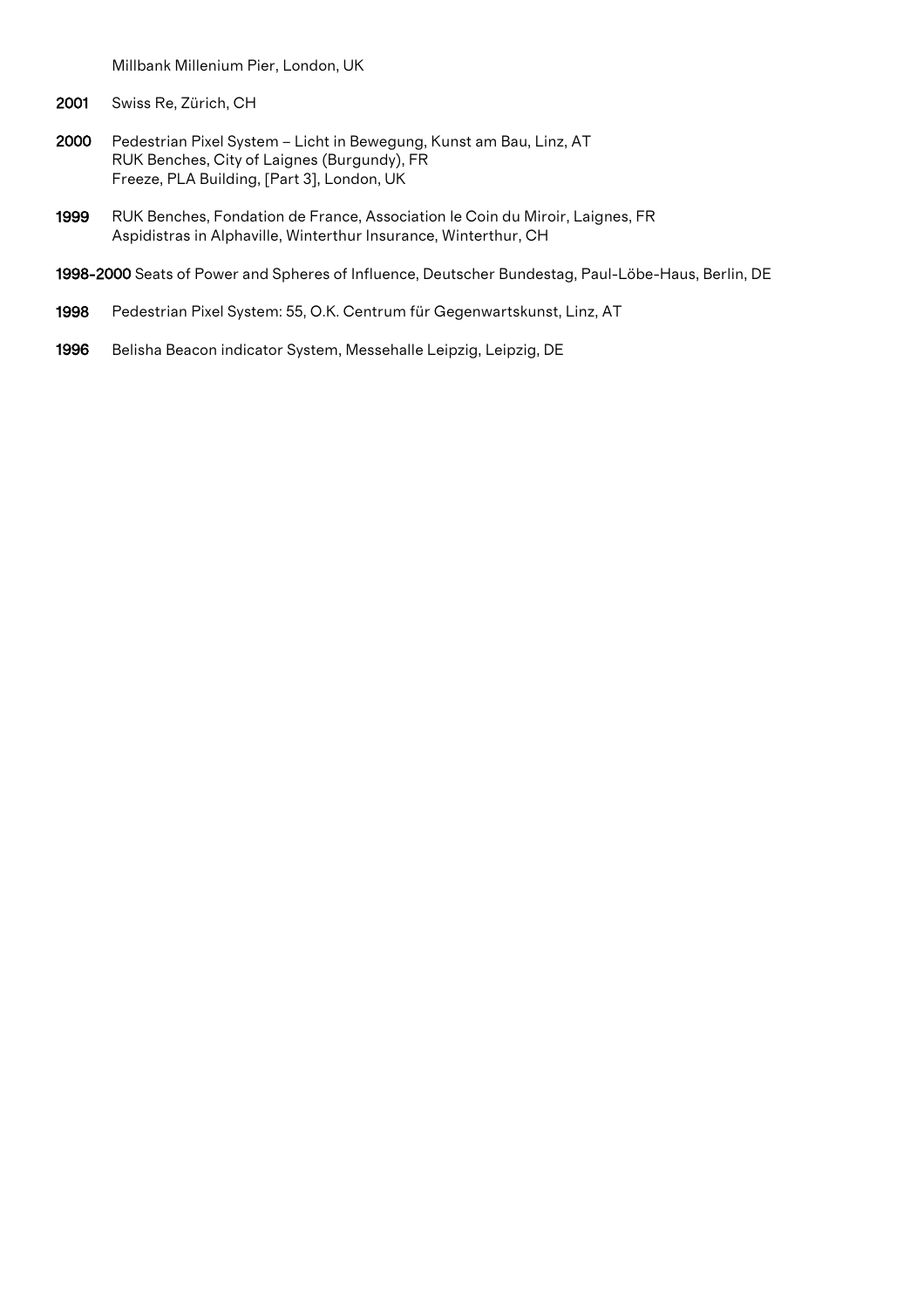Millbank Millenium Pier, London, UK

**2001** Swiss Re, Zürich, CH

**2000** Pedestrian Pixel System – Licht in Bewegung, Kunst am Bau, Linz, AT
RUK Benches, City of Laignes (Burgundy), FR
Freeze, PLA Building, [Part 3], London, UK

**1999** RUK Benches, Fondation de France, Association le Coin du Miroir, Laignes, FR
Aspidistras in Alphaville, Winterthur Insurance, Winterthur, CH

**1998-2000** Seats of Power and Spheres of Influence, Deutscher Bundestag, Paul-Löbe-Haus, Berlin, DE

**1998** Pedestrian Pixel System: 55, O.K. Centrum für Gegenwartskunst, Linz, AT

**1996** Belisha Beacon indicator System, Messehalle Leipzig, Leipzig, DE